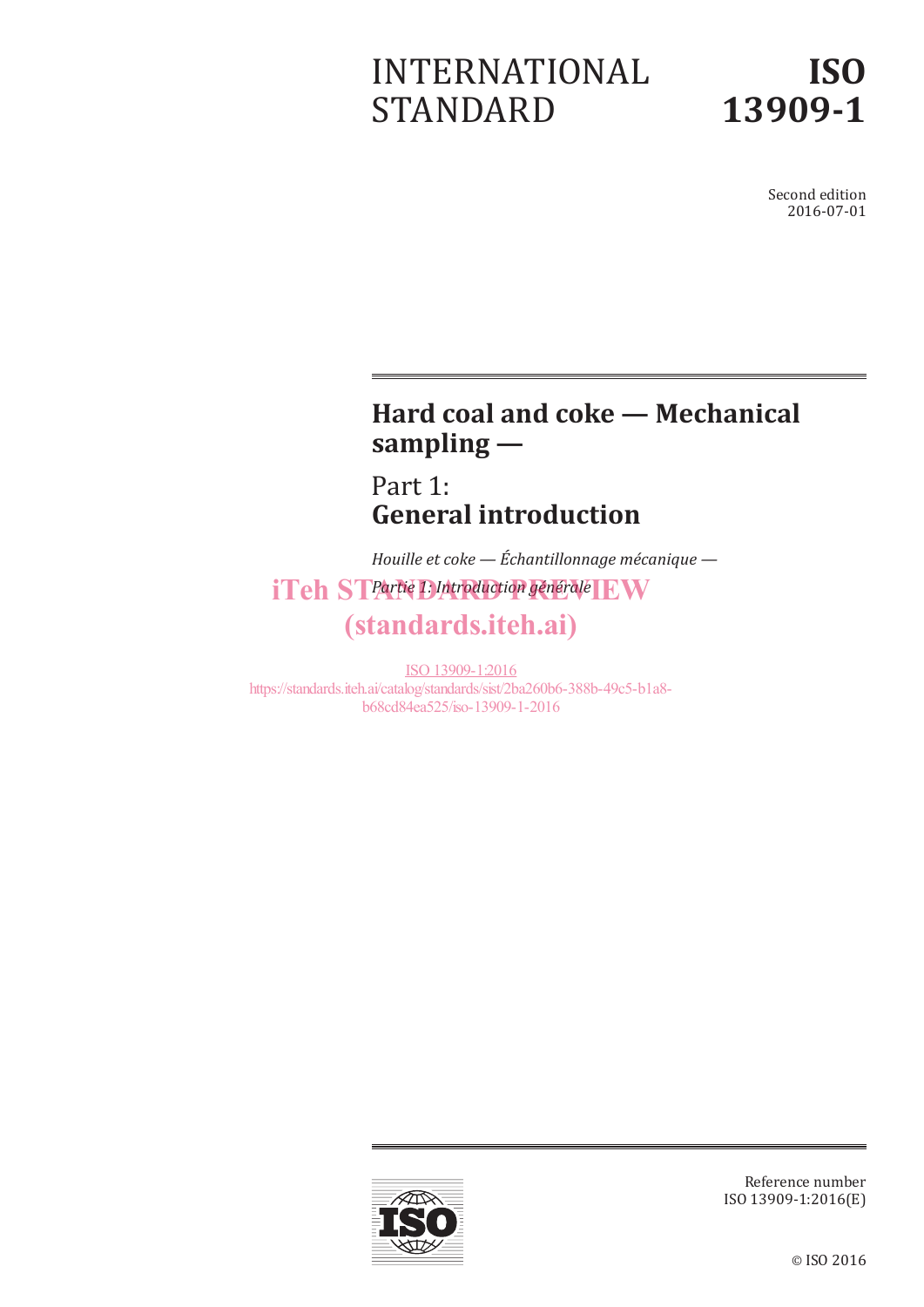# INTERNATIONAL STANDARD

# ISO 13909-1

Second edition
2016-07-01

## Hard coal and coke — Mechanical sampling —

## Part 1: General introduction

*Houille et coke — Échantillonnage mécanique —*
*Partie 1: Introduction générale*

iTeh STANDARD PREVIEW
(standards.iteh.ai)

ISO 13909-1:2016
https://standards.iteh.ai/catalog/standards/sist/2ba260b6-388b-49c5-b1a8-b68cd84ea525/iso-13909-1-2016

Reference number
ISO 13909-1:2016(E)

© ISO 2016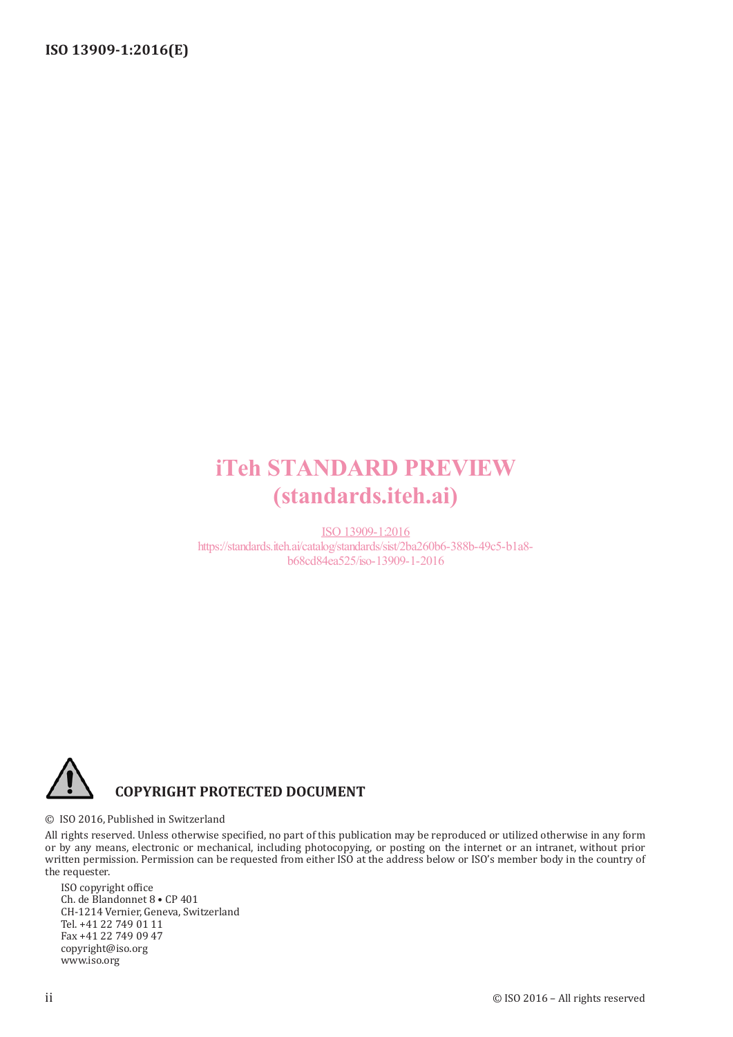iTeh STANDARD PREVIEW
(standards.iteh.ai)

ISO 13909-1:2016
https://standards.iteh.ai/catalog/standards/sist/2ba260b6-388b-49c5-b1a8-b68cd84ea525/iso-13909-1-2016

**COPYRIGHT PROTECTED DOCUMENT**

© ISO 2016, Published in Switzerland

All rights reserved. Unless otherwise specified, no part of this publication may be reproduced or utilized otherwise in any form or by any means, electronic or mechanical, including photocopying, or posting on the internet or an intranet, without prior written permission. Permission can be requested from either ISO at the address below or ISO's member body in the country of the requester.

ISO copyright office
Ch. de Blandonnet 8 • CP 401
CH-1214 Vernier, Geneva, Switzerland
Tel. +41 22 749 01 11
Fax +41 22 749 09 47
copyright@iso.org
www.iso.org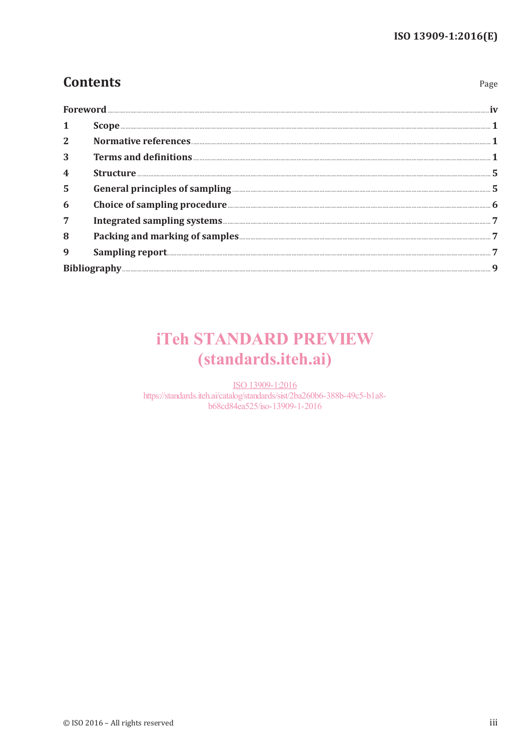# Contents

| | | Page |
|---|---|---|
| Foreword | | iv |
| 1 | Scope | 1 |
| 2 | Normative references | 1 |
| 3 | Terms and definitions | 1 |
| 4 | Structure | 5 |
| 5 | General principles of sampling | 5 |
| 6 | Choice of sampling procedure | 6 |
| 7 | Integrated sampling systems | 7 |
| 8 | Packing and marking of samples | 7 |
| 9 | Sampling report | 7 |
| Bibliography | | 9 |

iTeh STANDARD PREVIEW
(standards.iteh.ai)

ISO 13909-1:2016
https://standards.iteh.ai/catalog/standards/sist/2ba260b6-388b-49c5-b1a8-b68cd84ea525/iso-13909-1-2016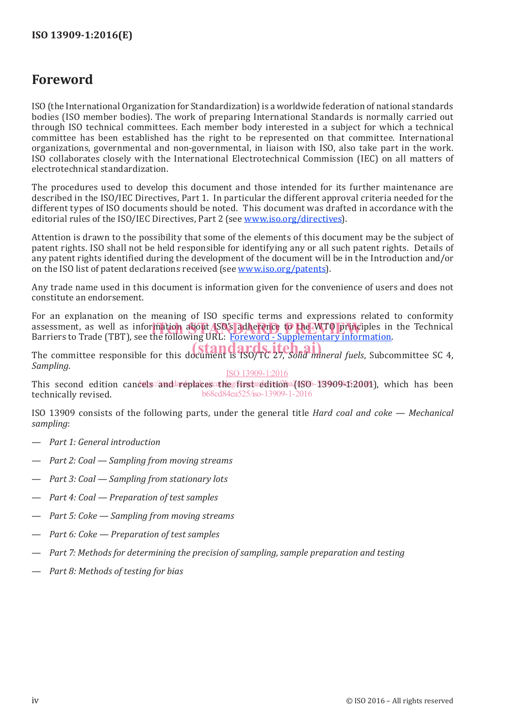# Foreword

ISO (the International Organization for Standardization) is a worldwide federation of national standards bodies (ISO member bodies). The work of preparing International Standards is normally carried out through ISO technical committees. Each member body interested in a subject for which a technical committee has been established has the right to be represented on that committee. International organizations, governmental and non-governmental, in liaison with ISO, also take part in the work. ISO collaborates closely with the International Electrotechnical Commission (IEC) on all matters of electrotechnical standardization.

The procedures used to develop this document and those intended for its further maintenance are described in the ISO/IEC Directives, Part 1. In particular the different approval criteria needed for the different types of ISO documents should be noted. This document was drafted in accordance with the editorial rules of the ISO/IEC Directives, Part 2 (see www.iso.org/directives).

Attention is drawn to the possibility that some of the elements of this document may be the subject of patent rights. ISO shall not be held responsible for identifying any or all such patent rights. Details of any patent rights identified during the development of the document will be in the Introduction and/or on the ISO list of patent declarations received (see www.iso.org/patents).

Any trade name used in this document is information given for the convenience of users and does not constitute an endorsement.

For an explanation on the meaning of ISO specific terms and expressions related to conformity assessment, as well as information about ISO's adherence to the WTO principles in the Technical Barriers to Trade (TBT), see the following URL: Foreword - Supplementary information.

The committee responsible for this document is ISO/TC 27, *Solid mineral fuels*, Subcommittee SC 4, *Sampling*.

This second edition cancels and replaces the first edition (ISO 13909-1:2001), which has been technically revised.

ISO 13909 consists of the following parts, under the general title *Hard coal and coke — Mechanical sampling*:

— *Part 1: General introduction*

— *Part 2: Coal — Sampling from moving streams*

— *Part 3: Coal — Sampling from stationary lots*

— *Part 4: Coal — Preparation of test samples*

— *Part 5: Coke — Sampling from moving streams*

— *Part 6: Coke — Preparation of test samples*

— *Part 7: Methods for determining the precision of sampling, sample preparation and testing*

— *Part 8: Methods of testing for bias*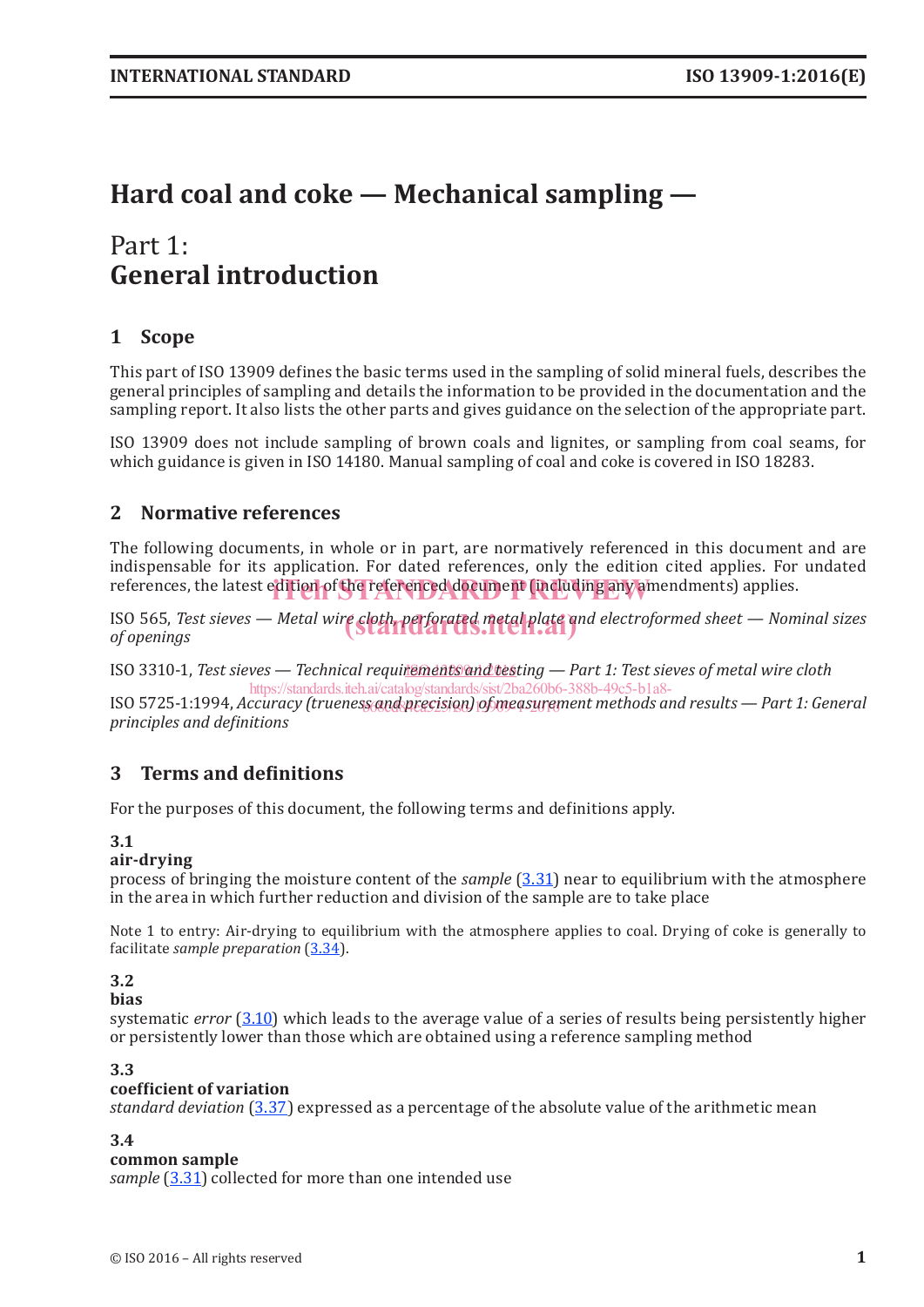# Hard coal and coke — Mechanical sampling —

# Part 1: General introduction

## 1 Scope

This part of ISO 13909 defines the basic terms used in the sampling of solid mineral fuels, describes the general principles of sampling and details the information to be provided in the documentation and the sampling report. It also lists the other parts and gives guidance on the selection of the appropriate part.

ISO 13909 does not include sampling of brown coals and lignites, or sampling from coal seams, for which guidance is given in ISO 14180. Manual sampling of coal and coke is covered in ISO 18283.

## 2 Normative references

The following documents, in whole or in part, are normatively referenced in this document and are indispensable for its application. For dated references, only the edition cited applies. For undated references, the latest edition of the referenced document (including any amendments) applies.

ISO 565, *Test sieves — Metal wire cloth, perforated metal plate and electroformed sheet — Nominal sizes of openings*

ISO 3310-1, *Test sieves — Technical requirements and testing — Part 1: Test sieves of metal wire cloth*

ISO 5725-1:1994, *Accuracy (trueness and precision) of measurement methods and results — Part 1: General principles and definitions*

## 3 Terms and definitions

For the purposes of this document, the following terms and definitions apply.

**3.1**
**air-drying**
process of bringing the moisture content of the *sample* (3.31) near to equilibrium with the atmosphere in the area in which further reduction and division of the sample are to take place

Note 1 to entry: Air-drying to equilibrium with the atmosphere applies to coal. Drying of coke is generally to facilitate *sample preparation* (3.34).

**3.2**
**bias**
systematic *error* (3.10) which leads to the average value of a series of results being persistently higher or persistently lower than those which are obtained using a reference sampling method

**3.3**
**coefficient of variation**
*standard deviation* (3.37) expressed as a percentage of the absolute value of the arithmetic mean

**3.4**
**common sample**
*sample* (3.31) collected for more than one intended use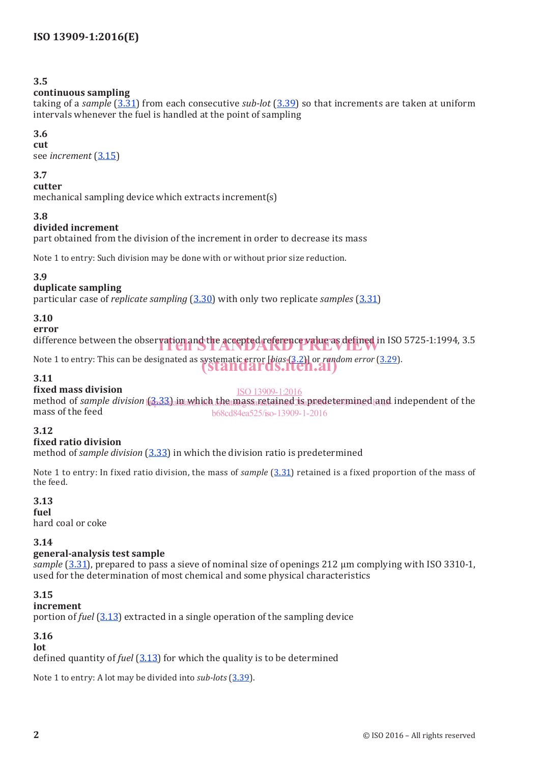**3.5**
**continuous sampling**
taking of a *sample* (3.31) from each consecutive *sub-lot* (3.39) so that increments are taken at uniform intervals whenever the fuel is handled at the point of sampling

**3.6**
**cut**
see *increment* (3.15)

**3.7**
**cutter**
mechanical sampling device which extracts increment(s)

**3.8**
**divided increment**
part obtained from the division of the increment in order to decrease its mass

Note 1 to entry: Such division may be done with or without prior size reduction.

**3.9**
**duplicate sampling**
particular case of *replicate sampling* (3.30) with only two replicate *samples* (3.31)

**3.10**
**error**
difference between the observation and the accepted reference value as defined in ISO 5725-1:1994, 3.5

Note 1 to entry: This can be designated as systematic error [*bias* (3.2)] or *random error* (3.29).

**3.11**
**fixed mass division**
method of *sample division* (3.33) in which the mass retained is predetermined and independent of the mass of the feed

**3.12**
**fixed ratio division**
method of *sample division* (3.33) in which the division ratio is predetermined

Note 1 to entry: In fixed ratio division, the mass of *sample* (3.31) retained is a fixed proportion of the mass of the feed.

**3.13**
**fuel**
hard coal or coke

**3.14**
**general-analysis test sample**
*sample* (3.31), prepared to pass a sieve of nominal size of openings 212 µm complying with ISO 3310-1, used for the determination of most chemical and some physical characteristics

**3.15**
**increment**
portion of *fuel* (3.13) extracted in a single operation of the sampling device

**3.16**
**lot**
defined quantity of *fuel* (3.13) for which the quality is to be determined

Note 1 to entry: A lot may be divided into *sub-lots* (3.39).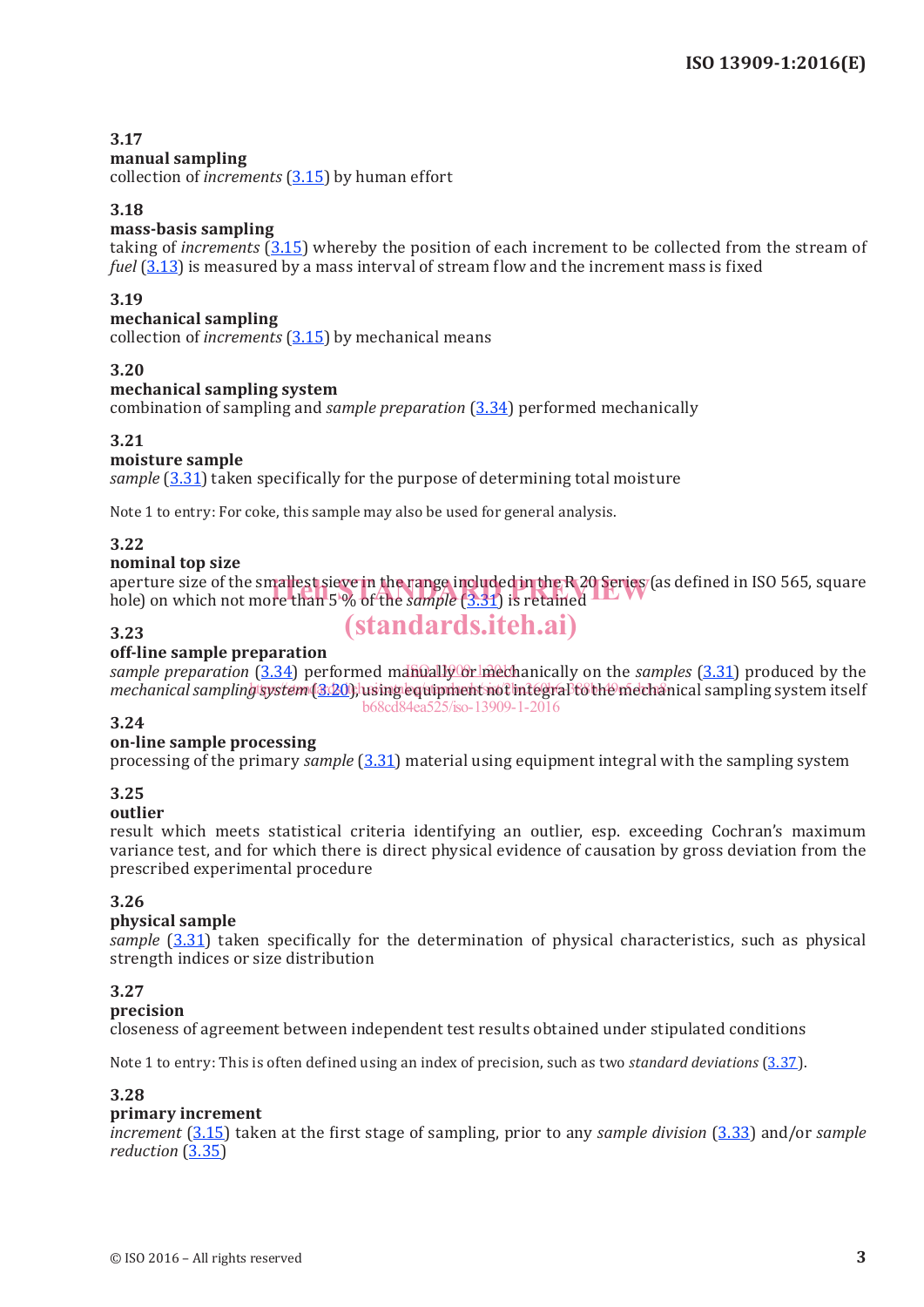### 3.17
**manual sampling**
collection of *increments* (3.15) by human effort

### 3.18
**mass-basis sampling**
taking of *increments* (3.15) whereby the position of each increment to be collected from the stream of *fuel* (3.13) is measured by a mass interval of stream flow and the increment mass is fixed

### 3.19
**mechanical sampling**
collection of *increments* (3.15) by mechanical means

### 3.20
**mechanical sampling system**
combination of sampling and *sample preparation* (3.34) performed mechanically

### 3.21
**moisture sample**
*sample* (3.31) taken specifically for the purpose of determining total moisture

Note 1 to entry: For coke, this sample may also be used for general analysis.

### 3.22
**nominal top size**
aperture size of the smallest sieve in the range included in the R 20 Series (as defined in ISO 565, square hole) on which not more than 5 % of the *sample* (3.31) is retained

### 3.23
**off-line sample preparation**
*sample preparation* (3.34) performed manually or mechanically on the *samples* (3.31) produced by the *mechanical sampling system* (3.20), using equipment not integral to the mechanical sampling system itself

### 3.24
**on-line sample processing**
processing of the primary *sample* (3.31) material using equipment integral with the sampling system

### 3.25
**outlier**
result which meets statistical criteria identifying an outlier, esp. exceeding Cochran's maximum variance test, and for which there is direct physical evidence of causation by gross deviation from the prescribed experimental procedure

### 3.26
**physical sample**
*sample* (3.31) taken specifically for the determination of physical characteristics, such as physical strength indices or size distribution

### 3.27
**precision**
closeness of agreement between independent test results obtained under stipulated conditions

Note 1 to entry: This is often defined using an index of precision, such as two *standard deviations* (3.37).

### 3.28
**primary increment**
*increment* (3.15) taken at the first stage of sampling, prior to any *sample division* (3.33) and/or *sample reduction* (3.35)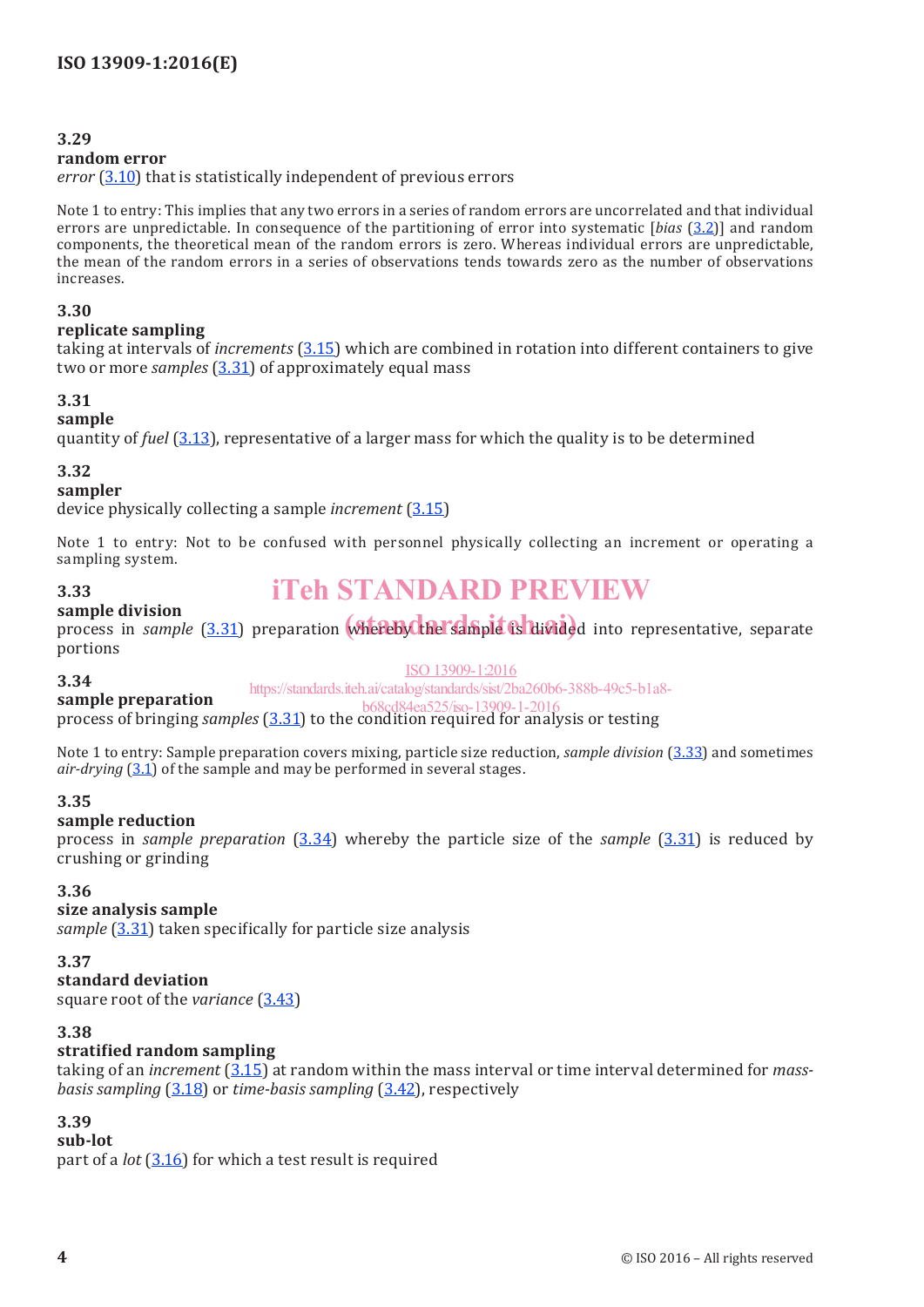**3.29**
**random error**
*error* (3.10) that is statistically independent of previous errors

Note 1 to entry: This implies that any two errors in a series of random errors are uncorrelated and that individual errors are unpredictable. In consequence of the partitioning of error into systematic [*bias* (3.2)] and random components, the theoretical mean of the random errors is zero. Whereas individual errors are unpredictable, the mean of the random errors in a series of observations tends towards zero as the number of observations increases.

**3.30**
**replicate sampling**
taking at intervals of *increments* (3.15) which are combined in rotation into different containers to give two or more *samples* (3.31) of approximately equal mass

**3.31**
**sample**
quantity of *fuel* (3.13), representative of a larger mass for which the quality is to be determined

**3.32**
**sampler**
device physically collecting a sample *increment* (3.15)

Note 1 to entry: Not to be confused with personnel physically collecting an increment or operating a sampling system.

**3.33**
**sample division**
process in *sample* (3.31) preparation whereby the sample is divided into representative, separate portions

**3.34**
**sample preparation**
process of bringing *samples* (3.31) to the condition required for analysis or testing

Note 1 to entry: Sample preparation covers mixing, particle size reduction, *sample division* (3.33) and sometimes *air-drying* (3.1) of the sample and may be performed in several stages.

**3.35**
**sample reduction**
process in *sample preparation* (3.34) whereby the particle size of the *sample* (3.31) is reduced by crushing or grinding

**3.36**
**size analysis sample**
*sample* (3.31) taken specifically for particle size analysis

**3.37**
**standard deviation**
square root of the *variance* (3.43)

**3.38**
**stratified random sampling**
taking of an *increment* (3.15) at random within the mass interval or time interval determined for *mass-basis sampling* (3.18) or *time-basis sampling* (3.42), respectively

**3.39**
**sub-lot**
part of a *lot* (3.16) for which a test result is required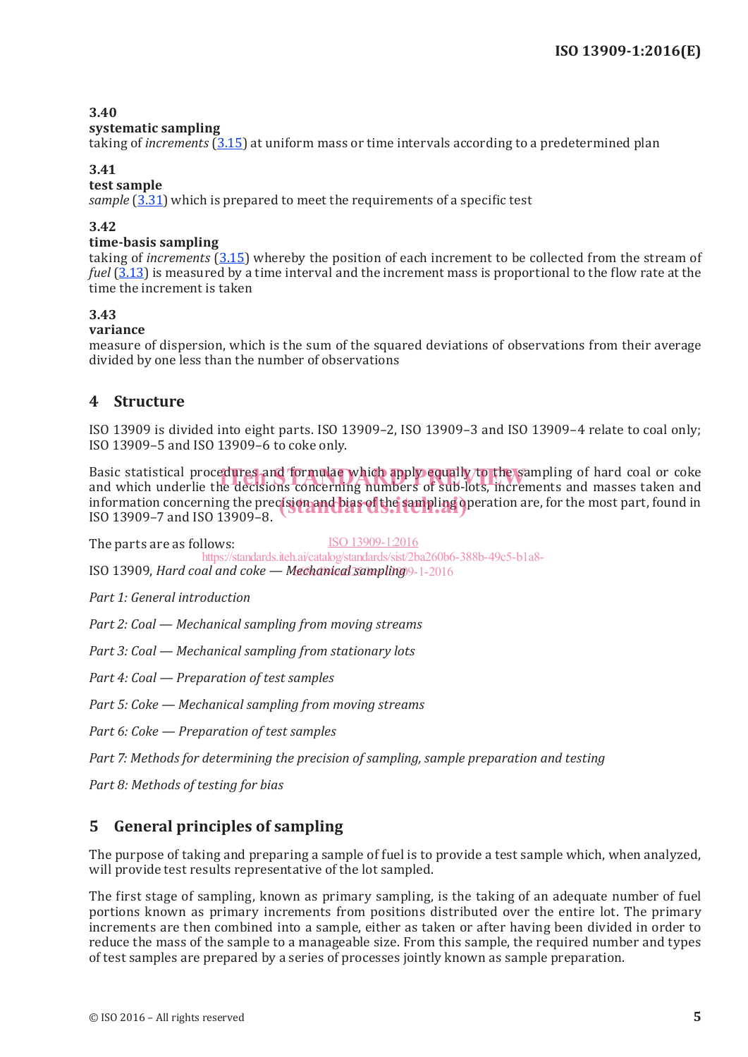**3.40**
**systematic sampling**
taking of *increments* (3.15) at uniform mass or time intervals according to a predetermined plan

**3.41**
**test sample**
*sample* (3.31) which is prepared to meet the requirements of a specific test

**3.42**
**time-basis sampling**
taking of *increments* (3.15) whereby the position of each increment to be collected from the stream of *fuel* (3.13) is measured by a time interval and the increment mass is proportional to the flow rate at the time the increment is taken

**3.43**
**variance**
measure of dispersion, which is the sum of the squared deviations of observations from their average divided by one less than the number of observations

## 4 Structure

ISO 13909 is divided into eight parts. ISO 13909–2, ISO 13909–3 and ISO 13909–4 relate to coal only; ISO 13909–5 and ISO 13909–6 to coke only.

Basic statistical procedures and formulae which apply equally to the sampling of hard coal or coke and which underlie the decisions concerning numbers of sub-lots, increments and masses taken and information concerning the precision and bias of the sampling operation are, for the most part, found in ISO 13909–7 and ISO 13909–8.

The parts are as follows:

ISO 13909, *Hard coal and coke — Mechanical sampling*

*Part 1: General introduction*

*Part 2: Coal — Mechanical sampling from moving streams*

*Part 3: Coal — Mechanical sampling from stationary lots*

*Part 4: Coal — Preparation of test samples*

*Part 5: Coke — Mechanical sampling from moving streams*

*Part 6: Coke — Preparation of test samples*

*Part 7: Methods for determining the precision of sampling, sample preparation and testing*

*Part 8: Methods of testing for bias*

## 5 General principles of sampling

The purpose of taking and preparing a sample of fuel is to provide a test sample which, when analyzed, will provide test results representative of the lot sampled.

The first stage of sampling, known as primary sampling, is the taking of an adequate number of fuel portions known as primary increments from positions distributed over the entire lot. The primary increments are then combined into a sample, either as taken or after having been divided in order to reduce the mass of the sample to a manageable size. From this sample, the required number and types of test samples are prepared by a series of processes jointly known as sample preparation.